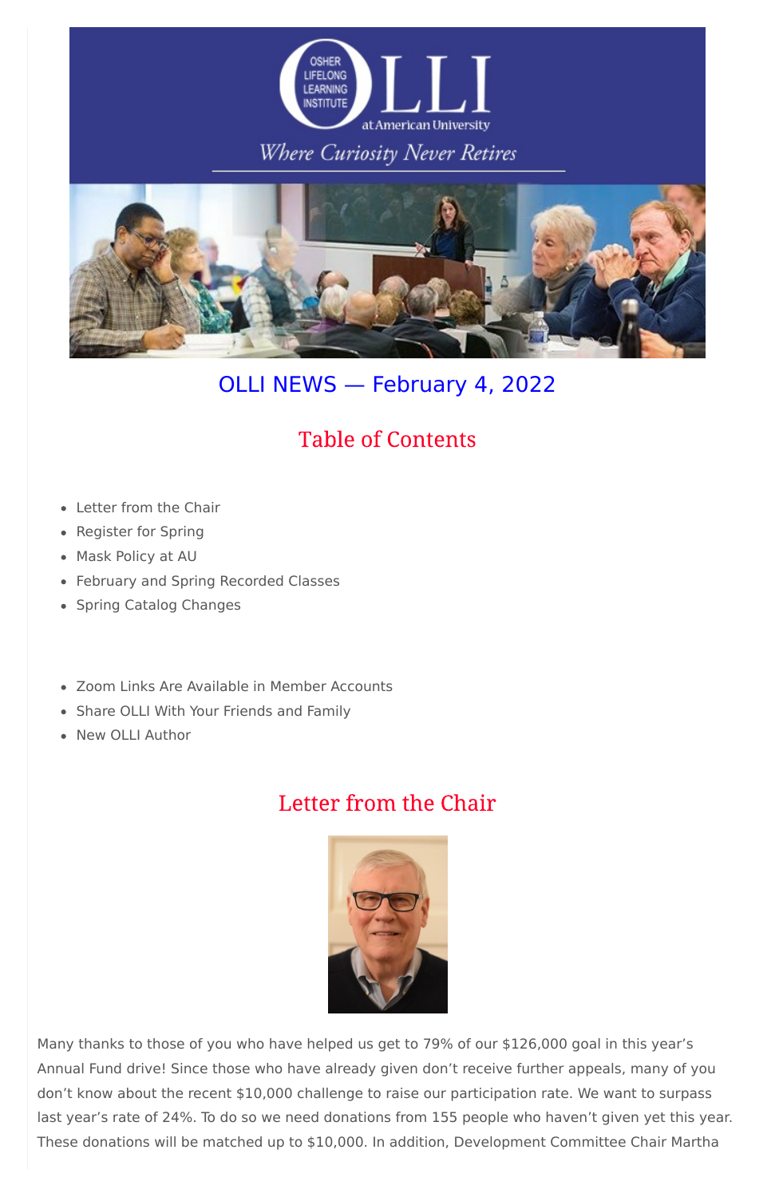# OLLI NEWS — February 4, 2022

## Table of Contents

- Letter from the Chair
- Register for Spring
- Mask Policy at AU
- February and Spring Recorded Classes
- Spring Catalog Changes

- Zoom Links Are Available in Member Accounts
- Share OLLI With Your Friends and Family
- New OLLI Author

## Letter from the Chair

Many thanks to those of you who have helped us get to 79% of our $126,000 goal in this year's Annual Fund drive! Since those who have already given don't receive further appeals, many of you don't know about the recent $10,000 challenge to raise our participation rate. We want to surpass last year's rate of 24%. To do so we need donations from 155 people who haven't given yet this year. These donations will be matched up to $10,000. In addition, Development Committee Chair Martha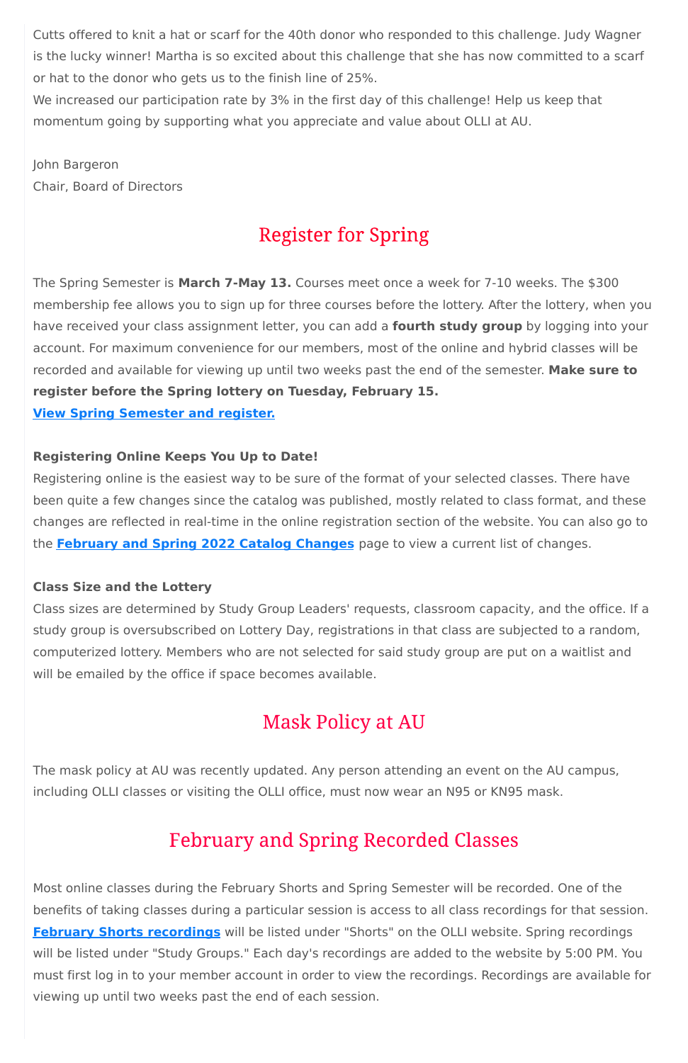Cutts offered to knit a hat or scarf for the 40th donor who responded to this challenge. Judy Wagner is the lucky winner! Martha is so excited about this challenge that she has now committed to a scarf or hat to the donor who gets us to the finish line of 25%.
We increased our participation rate by 3% in the first day of this challenge! Help us keep that momentum going by supporting what you appreciate and value about OLLI at AU.

John Bargeron
Chair, Board of Directors

## Register for Spring

The Spring Semester is **March 7-May 13.** Courses meet once a week for 7-10 weeks. The $300 membership fee allows you to sign up for three courses before the lottery. After the lottery, when you have received your class assignment letter, you can add a **fourth study group** by logging into your account. For maximum convenience for our members, most of the online and hybrid classes will be recorded and available for viewing up until two weeks past the end of the semester. **Make sure to register before the Spring lottery on Tuesday, February 15.**
**View Spring Semester and register.**

**Registering Online Keeps You Up to Date!**
Registering online is the easiest way to be sure of the format of your selected classes. There have been quite a few changes since the catalog was published, mostly related to class format, and these changes are reflected in real-time in the online registration section of the website. You can also go to the **February and Spring 2022 Catalog Changes** page to view a current list of changes.

**Class Size and the Lottery**
Class sizes are determined by Study Group Leaders' requests, classroom capacity, and the office. If a study group is oversubscribed on Lottery Day, registrations in that class are subjected to a random, computerized lottery. Members who are not selected for said study group are put on a waitlist and will be emailed by the office if space becomes available.

## Mask Policy at AU

The mask policy at AU was recently updated. Any person attending an event on the AU campus, including OLLI classes or visiting the OLLI office, must now wear an N95 or KN95 mask.

## February and Spring Recorded Classes

Most online classes during the February Shorts and Spring Semester will be recorded. One of the benefits of taking classes during a particular session is access to all class recordings for that session. **February Shorts recordings** will be listed under "Shorts" on the OLLI website. Spring recordings will be listed under "Study Groups." Each day's recordings are added to the website by 5:00 PM. You must first log in to your member account in order to view the recordings. Recordings are available for viewing up until two weeks past the end of each session.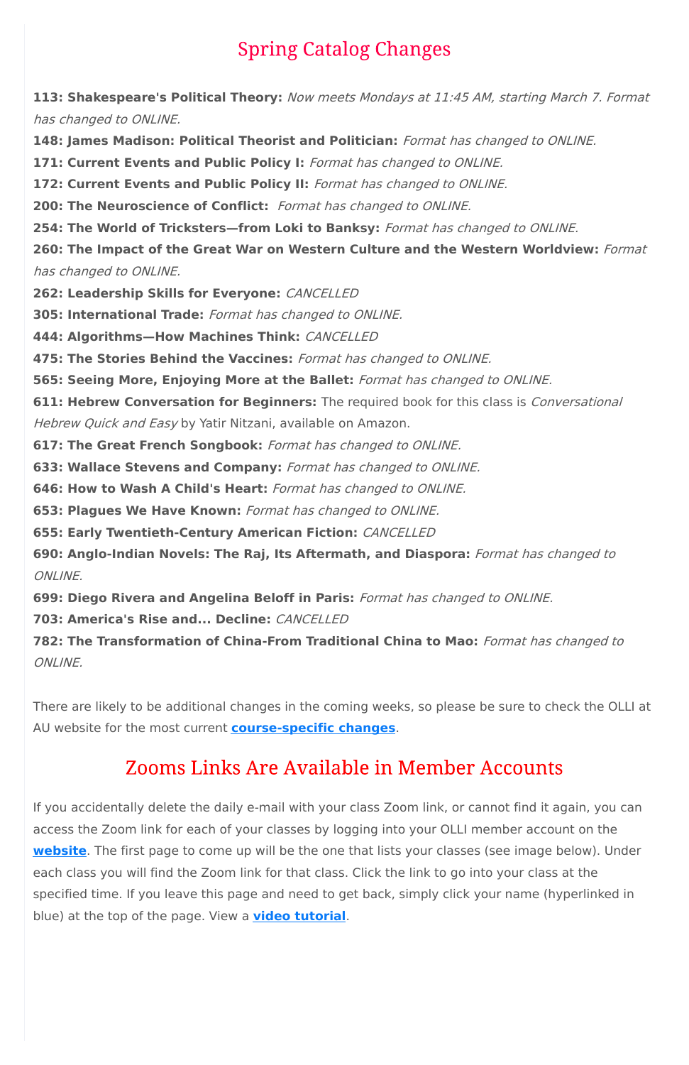## Spring Catalog Changes

**113: Shakespeare's Political Theory:** *Now meets Mondays at 11:45 AM, starting March 7. Format has changed to ONLINE.*
**148: James Madison: Political Theorist and Politician:** *Format has changed to ONLINE.*
**171: Current Events and Public Policy I:** *Format has changed to ONLINE.*
**172: Current Events and Public Policy II:** *Format has changed to ONLINE.*
**200: The Neuroscience of Conflict:** *Format has changed to ONLINE.*
**254: The World of Tricksters—from Loki to Banksy:** *Format has changed to ONLINE.*
**260: The Impact of the Great War on Western Culture and the Western Worldview:** *Format has changed to ONLINE.*
**262: Leadership Skills for Everyone:** *CANCELLED*
**305: International Trade:** *Format has changed to ONLINE.*
**444: Algorithms—How Machines Think:** *CANCELLED*
**475: The Stories Behind the Vaccines:** *Format has changed to ONLINE.*
**565: Seeing More, Enjoying More at the Ballet:** *Format has changed to ONLINE.*
**611: Hebrew Conversation for Beginners:** The required book for this class is *Conversational Hebrew Quick and Easy* by Yatir Nitzani, available on Amazon.
**617: The Great French Songbook:** *Format has changed to ONLINE.*
**633: Wallace Stevens and Company:** *Format has changed to ONLINE.*
**646: How to Wash A Child's Heart:** *Format has changed to ONLINE.*
**653: Plagues We Have Known:** *Format has changed to ONLINE.*
**655: Early Twentieth-Century American Fiction:** *CANCELLED*
**690: Anglo-Indian Novels: The Raj, Its Aftermath, and Diaspora:** *Format has changed to ONLINE.*
**699: Diego Rivera and Angelina Beloff in Paris:** *Format has changed to ONLINE.*
**703: America's Rise and... Decline:** *CANCELLED*
**782: The Transformation of China-From Traditional China to Mao:** *Format has changed to ONLINE.*

There are likely to be additional changes in the coming weeks, so please be sure to check the OLLI at AU website for the most current **course-specific changes**.

## Zooms Links Are Available in Member Accounts

If you accidentally delete the daily e-mail with your class Zoom link, or cannot find it again, you can access the Zoom link for each of your classes by logging into your OLLI member account on the **website**. The first page to come up will be the one that lists your classes (see image below). Under each class you will find the Zoom link for that class. Click the link to go into your class at the specified time. If you leave this page and need to get back, simply click your name (hyperlinked in blue) at the top of the page. View a **video tutorial**.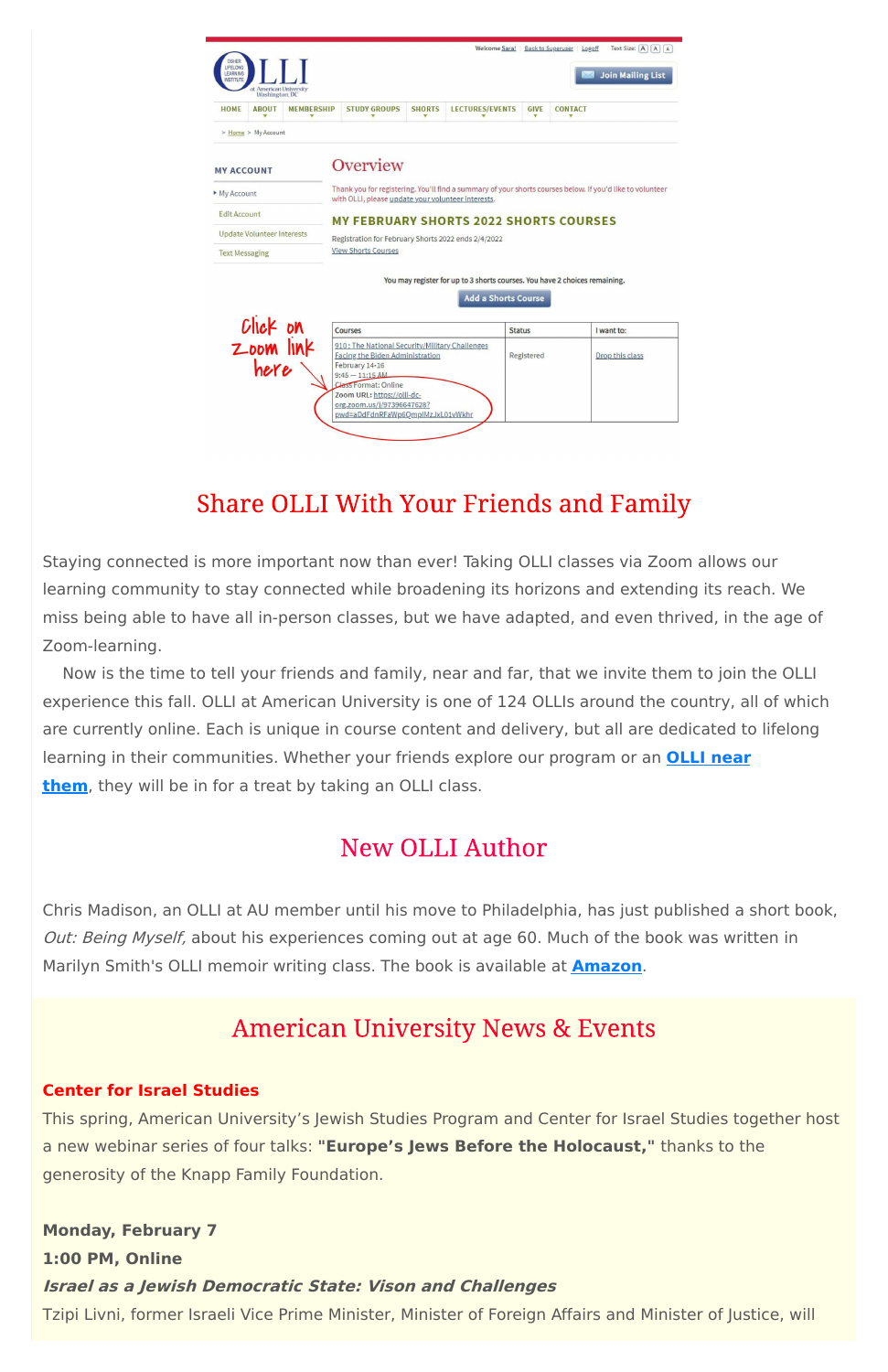## Share OLLI With Your Friends and Family

Staying connected is more important now than ever! Taking OLLI classes via Zoom allows our learning community to stay connected while broadening its horizons and extending its reach. We miss being able to have all in-person classes, but we have adapted, and even thrived, in the age of Zoom-learning.

Now is the time to tell your friends and family, near and far, that we invite them to join the OLLI experience this fall. OLLI at American University is one of 124 OLLIs around the country, all of which are currently online. Each is unique in course content and delivery, but all are dedicated to lifelong learning in their communities. Whether your friends explore our program or an **OLLI near them**, they will be in for a treat by taking an OLLI class.

## New OLLI Author

Chris Madison, an OLLI at AU member until his move to Philadelphia, has just published a short book, *Out: Being Myself,* about his experiences coming out at age 60. Much of the book was written in Marilyn Smith's OLLI memoir writing class. The book is available at **Amazon**.

## American University News & Events

**Center for Israel Studies**

This spring, American University's Jewish Studies Program and Center for Israel Studies together host a new webinar series of four talks: **"Europe's Jews Before the Holocaust,"** thanks to the generosity of the Knapp Family Foundation.

**Monday, February 7**
**1:00 PM, Online**
***Israel as a Jewish Democratic State: Vison and Challenges***
Tzipi Livni, former Israeli Vice Prime Minister, Minister of Foreign Affairs and Minister of Justice, will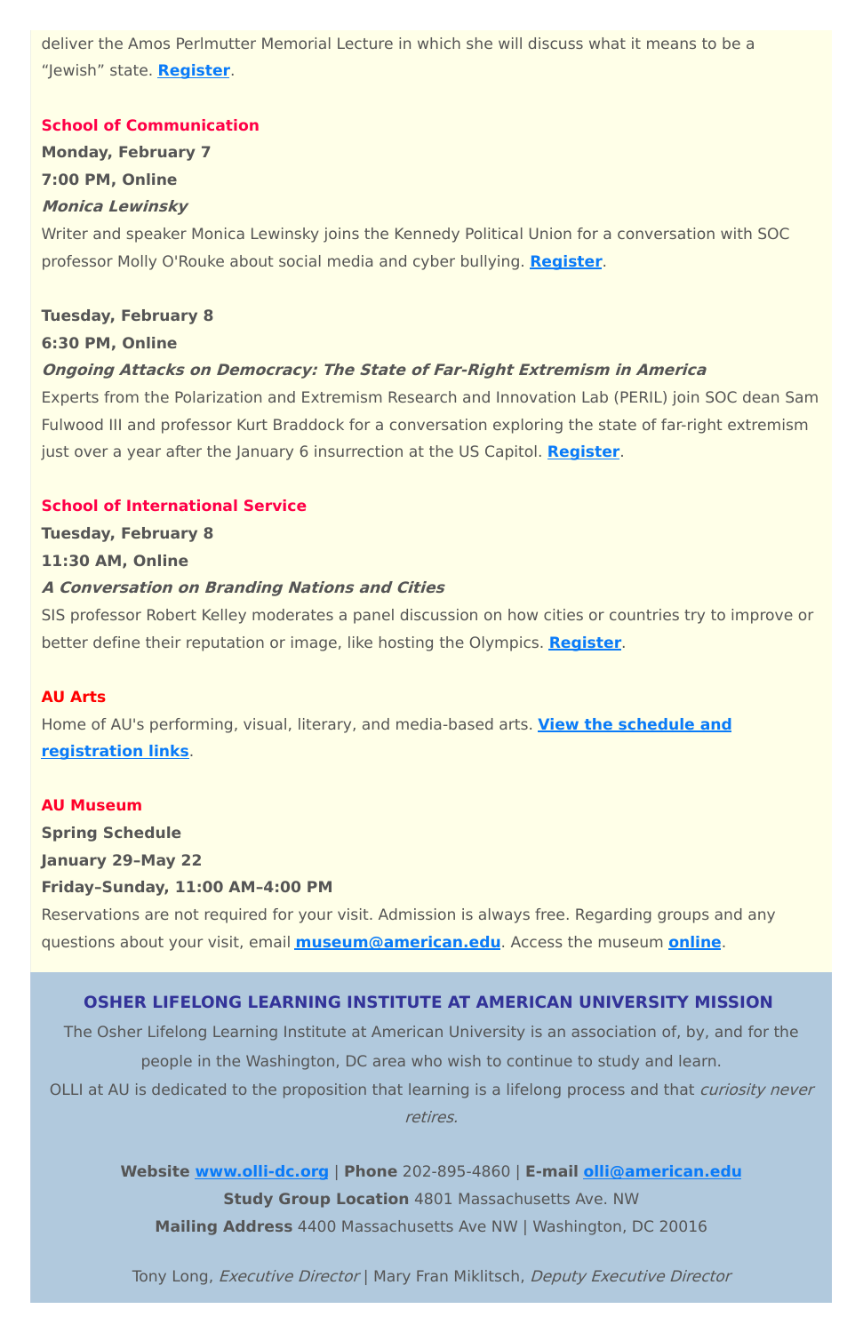deliver the Amos Perlmutter Memorial Lecture in which she will discuss what it means to be a "Jewish" state. **Register**.

**School of Communication**

**Monday, February 7**

**7:00 PM, Online**

***Monica Lewinsky***

Writer and speaker Monica Lewinsky joins the Kennedy Political Union for a conversation with SOC professor Molly O'Rouke about social media and cyber bullying. **Register**.

**Tuesday, February 8**

**6:30 PM, Online**

***Ongoing Attacks on Democracy: The State of Far-Right Extremism in America***

Experts from the Polarization and Extremism Research and Innovation Lab (PERIL) join SOC dean Sam Fulwood III and professor Kurt Braddock for a conversation exploring the state of far-right extremism just over a year after the January 6 insurrection at the US Capitol. **Register**.

**School of International Service**

**Tuesday, February 8**

**11:30 AM, Online**

***A Conversation on Branding Nations and Cities***

SIS professor Robert Kelley moderates a panel discussion on how cities or countries try to improve or better define their reputation or image, like hosting the Olympics. **Register**.

**AU Arts**

Home of AU's performing, visual, literary, and media-based arts. **View the schedule and registration links**.

**AU Museum**

**Spring Schedule**

**January 29–May 22**

**Friday–Sunday, 11:00 AM–4:00 PM**

Reservations are not required for your visit. Admission is always free. Regarding groups and any questions about your visit, email **museum@american.edu**. Access the museum **online**.

## OSHER LIFELONG LEARNING INSTITUTE AT AMERICAN UNIVERSITY MISSION

The Osher Lifelong Learning Institute at American University is an association of, by, and for the people in the Washington, DC area who wish to continue to study and learn.

OLLI at AU is dedicated to the proposition that learning is a lifelong process and that *curiosity never retires.*

**Website** www.olli-dc.org | **Phone** 202-895-4860 | **E-mail** olli@american.edu

**Study Group Location** 4801 Massachusetts Ave. NW

**Mailing Address** 4400 Massachusetts Ave NW | Washington, DC 20016

Tony Long, *Executive Director* | Mary Fran Miklitsch, *Deputy Executive Director*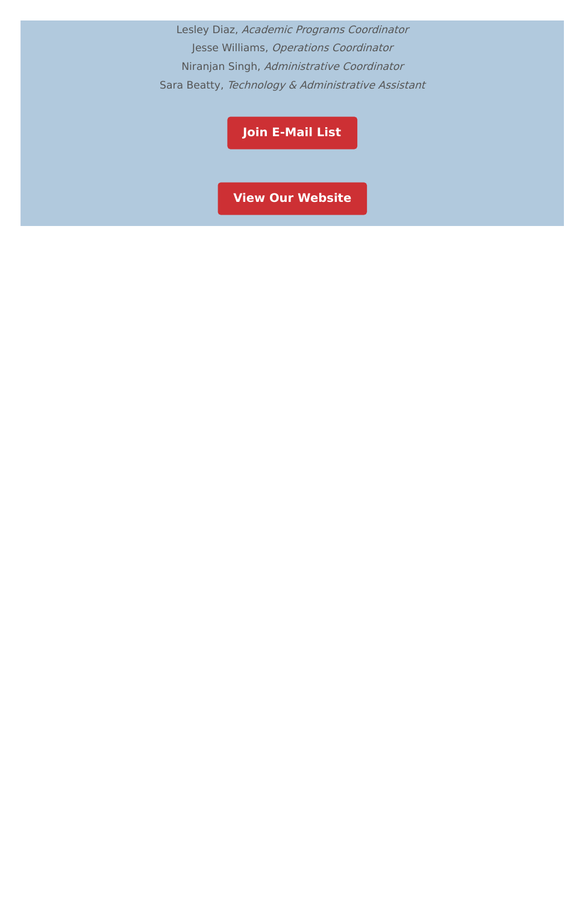Lesley Diaz, *Academic Programs Coordinator*

Jesse Williams, *Operations Coordinator*

Niranjan Singh, *Administrative Coordinator*

Sara Beatty, *Technology & Administrative Assistant*

**Join E-Mail List**

**View Our Website**